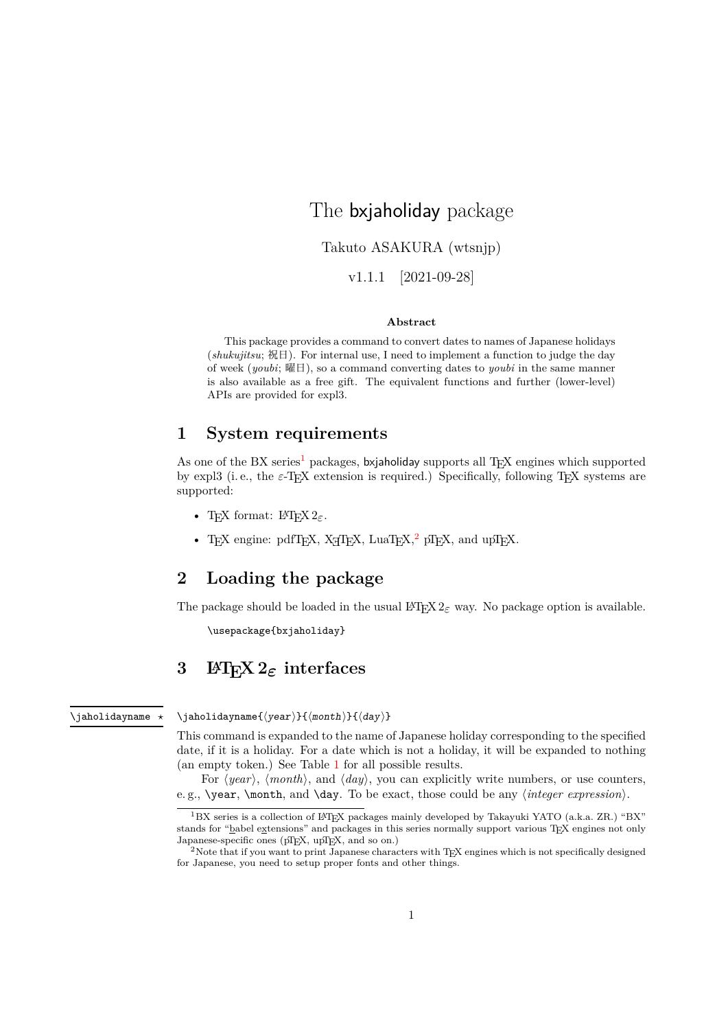# The bxjaholiday package

Takuto ASAKURA (wtsnjp)

v1.1.1 [2021-09-28]

**Abstract**

This package provides a command to convert dates to names of Japanese holidays (*shukujitsu*; 祝日). For internal use, I need to implement a function to judge the day of week (*youbi*; 曜日), so a command converting dates to *youbi* in the same manner is also available as a free gift. The equivalent functions and further (lower-level) APIs are provided for expl3.

## 1 System requirements

As one of the BX series[1] packages, bxjaholiday supports all TeX engines which supported by expl3 (i. e., the ε-TeX extension is required.) Specifically, following TeX systems are supported:

- TeX format: LaTeX 2ε.
- TeX engine: pdfTeX, XeTeX, LuaTeX,[2] pTeX, and upTeX.

## 2 Loading the package

The package should be loaded in the usual LaTeX 2ε way. No package option is available.

```
\usepackage{bxjaholiday}
```

## 3 LaTeX 2ε interfaces

`\jaholidayname` ⋆

`\jaholidayname{⟨year⟩}{⟨month⟩}{⟨day⟩}`

This command is expanded to the name of Japanese holiday corresponding to the specified date, if it is a holiday. For a date which is not a holiday, it will be expanded to nothing (an empty token.) See Table 1 for all possible results.

For ⟨year⟩, ⟨month⟩, and ⟨day⟩, you can explicitly write numbers, or use counters, e. g., `\year`, `\month`, and `\day`. To be exact, those could be any ⟨*integer expression*⟩.

---

[1] BX series is a collection of LaTeX packages mainly developed by Takayuki YATO (a.k.a. ZR.) "BX" stands for "babel extensions" and packages in this series normally support various TeX engines not only Japanese-specific ones (pTeX, upTeX, and so on.)

[2] Note that if you want to print Japanese characters with TeX engines which is not specifically designed for Japanese, you need to setup proper fonts and other things.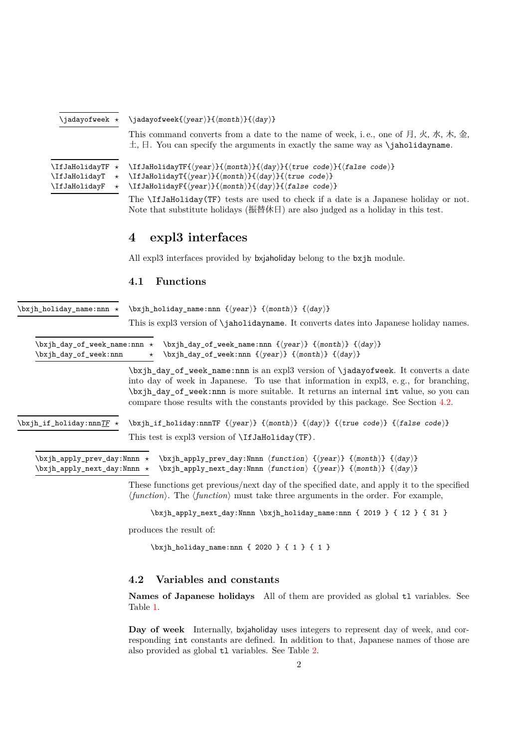`\jadayofweek` ⋆ `\jadayofweek{⟨year⟩}{⟨month⟩}{⟨day⟩}`

This command converts from a date to the name of week, i. e., one of 月, 火, 水, 木, 金, 土, 日. You can specify the arguments in exactly the same way as `\jaholidayname`.

`\IfJaHolidayTF` ⋆ `\IfJaHolidayTF{⟨year⟩}{⟨month⟩}{⟨day⟩}{⟨true code⟩}{⟨false code⟩}`
`\IfJaHolidayT` ⋆ `\IfJaHolidayT{⟨year⟩}{⟨month⟩}{⟨day⟩}{⟨true code⟩}`
`\IfJaHolidayF` ⋆ `\IfJaHolidayF{⟨year⟩}{⟨month⟩}{⟨day⟩}{⟨false code⟩}`

The `\IfJaHoliday(TF)` tests are used to check if a date is a Japanese holiday or not. Note that substitute holidays (振替休日) are also judged as a holiday in this test.

# 4 expl3 interfaces

All expl3 interfaces provided by bxjaholiday belong to the `bxjh` module.

## 4.1 Functions

`\bxjh_holiday_name:nnn` ⋆ `\bxjh_holiday_name:nnn {⟨year⟩} {⟨month⟩} {⟨day⟩}`

This is expl3 version of `\jaholidayname`. It converts dates into Japanese holiday names.

`\bxjh_day_of_week_name:nnn` ⋆ `\bxjh_day_of_week_name:nnn {⟨year⟩} {⟨month⟩} {⟨day⟩}`
`\bxjh_day_of_week:nnn` ⋆ `\bxjh_day_of_week:nnn {⟨year⟩} {⟨month⟩} {⟨day⟩}`

`\bxjh_day_of_week_name:nnn` is an expl3 version of `\jadayofweek`. It converts a date into day of week in Japanese. To use that information in expl3, e. g., for branching, `\bxjh_day_of_week:nnn` is more suitable. It returns an internal `int` value, so you can compare those results with the constants provided by this package. See Section 4.2.

`\bxjh_if_holiday:nnnTF` ⋆ `\bxjh_if_holiday:nnnTF {⟨year⟩} {⟨month⟩} {⟨day⟩} {⟨true code⟩} {⟨false code⟩}`

This test is expl3 version of `\IfJaHoliday(TF)`.

`\bxjh_apply_prev_day:Nnnn` ⋆ `\bxjh_apply_prev_day:Nnnn ⟨function⟩ {⟨year⟩} {⟨month⟩} {⟨day⟩}`
`\bxjh_apply_next_day:Nnnn` ⋆ `\bxjh_apply_next_day:Nnnn ⟨function⟩ {⟨year⟩} {⟨month⟩} {⟨day⟩}`

These functions get previous/next day of the specified date, and apply it to the specified ⟨*function*⟩. The ⟨*function*⟩ must take three arguments in the order. For example,

```
\bxjh_apply_next_day:Nnnn \bxjh_holiday_name:nnn { 2019 } { 12 } { 31 }
```

produces the result of:

```
\bxjh_holiday_name:nnn { 2020 } { 1 } { 1 }
```

## 4.2 Variables and constants

**Names of Japanese holidays** All of them are provided as global `tl` variables. See Table 1.

**Day of week** Internally, bxjaholiday uses integers to represent day of week, and corresponding `int` constants are defined. In addition to that, Japanese names of those are also provided as global `tl` variables. See Table 2.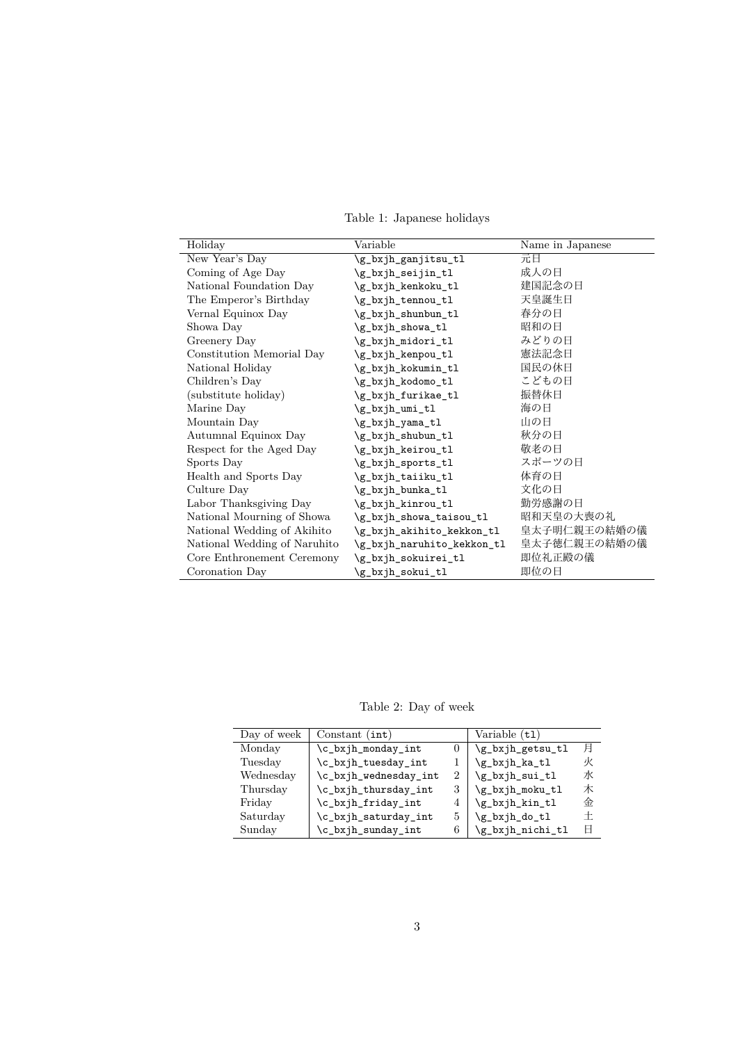Table 1: Japanese holidays

| Holiday | Variable | Name in Japanese |
|---|---|---|
| New Year's Day | \g_bxjh_ganjitsu_tl | 元日 |
| Coming of Age Day | \g_bxjh_seijin_tl | 成人の日 |
| National Foundation Day | \g_bxjh_kenkoku_tl | 建国記念の日 |
| The Emperor's Birthday | \g_bxjh_tennou_tl | 天皇誕生日 |
| Vernal Equinox Day | \g_bxjh_shunbun_tl | 春分の日 |
| Showa Day | \g_bxjh_showa_tl | 昭和の日 |
| Greenery Day | \g_bxjh_midori_tl | みどりの日 |
| Constitution Memorial Day | \g_bxjh_kenpou_tl | 憲法記念日 |
| National Holiday | \g_bxjh_kokumin_tl | 国民の休日 |
| Children's Day | \g_bxjh_kodomo_tl | こどもの日 |
| (substitute holiday) | \g_bxjh_furikae_tl | 振替休日 |
| Marine Day | \g_bxjh_umi_tl | 海の日 |
| Mountain Day | \g_bxjh_yama_tl | 山の日 |
| Autumnal Equinox Day | \g_bxjh_shubun_tl | 秋分の日 |
| Respect for the Aged Day | \g_bxjh_keirou_tl | 敬老の日 |
| Sports Day | \g_bxjh_sports_tl | スポーツの日 |
| Health and Sports Day | \g_bxjh_taiiku_tl | 体育の日 |
| Culture Day | \g_bxjh_bunka_tl | 文化の日 |
| Labor Thanksgiving Day | \g_bxjh_kinrou_tl | 勤労感謝の日 |
| National Mourning of Showa | \g_bxjh_showa_taisou_tl | 昭和天皇の大喪の礼 |
| National Wedding of Akihito | \g_bxjh_akihito_kekkon_tl | 皇太子明仁親王の結婚の儀 |
| National Wedding of Naruhito | \g_bxjh_naruhito_kekkon_tl | 皇太子徳仁親王の結婚の儀 |
| Core Enthronement Ceremony | \g_bxjh_sokuirei_tl | 即位礼正殿の儀 |
| Coronation Day | \g_bxjh_sokui_tl | 即位の日 |

Table 2: Day of week

| Day of week | Constant (int) | | Variable (tl) | |
|---|---|---|---|---|
| Monday | \c_bxjh_monday_int | 0 | \g_bxjh_getsu_tl | 月 |
| Tuesday | \c_bxjh_tuesday_int | 1 | \g_bxjh_ka_tl | 火 |
| Wednesday | \c_bxjh_wednesday_int | 2 | \g_bxjh_sui_tl | 水 |
| Thursday | \c_bxjh_thursday_int | 3 | \g_bxjh_moku_tl | 木 |
| Friday | \c_bxjh_friday_int | 4 | \g_bxjh_kin_tl | 金 |
| Saturday | \c_bxjh_saturday_int | 5 | \g_bxjh_do_tl | 土 |
| Sunday | \c_bxjh_sunday_int | 6 | \g_bxjh_nichi_tl | 日 |